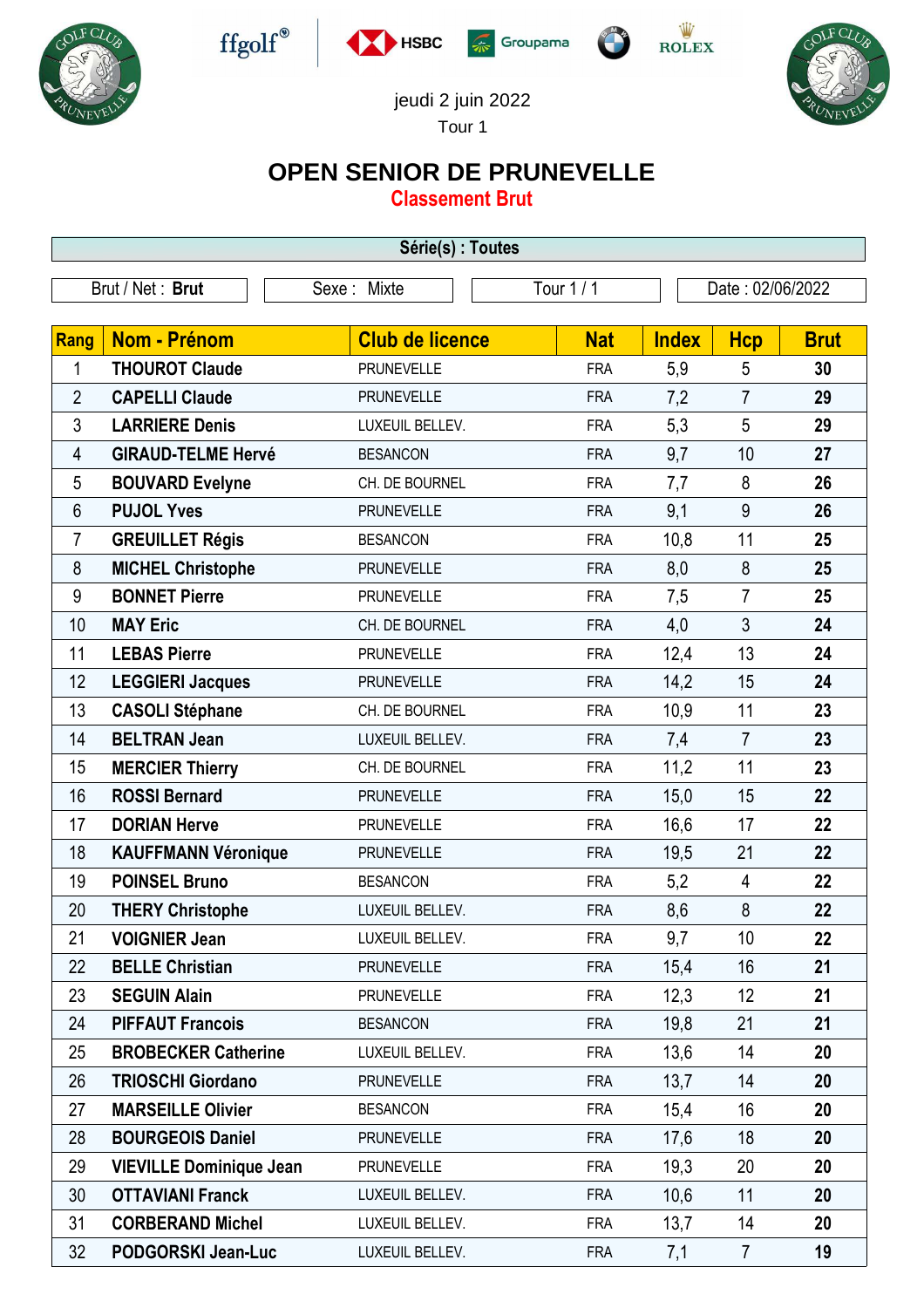jeudi 2 juin 2022

Tour 1

# OPEN SENIOR DE PRUNEVELLE

## Classement Brut

**Série(s) : Toutes**

| Brut / Net : **Brut** | Sexe : Mixte | Tour 1 / 1 | Date : 02/06/2022 |
|---|---|---|---|

| Rang | Nom - Prénom | Club de licence | Nat | Index | Hcp | Brut |
|---|---|---|---|---|---|---|
| 1 | **THOUROT Claude** | PRUNEVELLE | FRA | 5,9 | 5 | **30** |
| 2 | **CAPELLI Claude** | PRUNEVELLE | FRA | 7,2 | 7 | **29** |
| 3 | **LARRIERE Denis** | LUXEUIL BELLEV. | FRA | 5,3 | 5 | **29** |
| 4 | **GIRAUD-TELME Hervé** | BESANCON | FRA | 9,7 | 10 | **27** |
| 5 | **BOUVARD Evelyne** | CH. DE BOURNEL | FRA | 7,7 | 8 | **26** |
| 6 | **PUJOL Yves** | PRUNEVELLE | FRA | 9,1 | 9 | **26** |
| 7 | **GREUILLET Régis** | BESANCON | FRA | 10,8 | 11 | **25** |
| 8 | **MICHEL Christophe** | PRUNEVELLE | FRA | 8,0 | 8 | **25** |
| 9 | **BONNET Pierre** | PRUNEVELLE | FRA | 7,5 | 7 | **25** |
| 10 | **MAY Eric** | CH. DE BOURNEL | FRA | 4,0 | 3 | **24** |
| 11 | **LEBAS Pierre** | PRUNEVELLE | FRA | 12,4 | 13 | **24** |
| 12 | **LEGGIERI Jacques** | PRUNEVELLE | FRA | 14,2 | 15 | **24** |
| 13 | **CASOLI Stéphane** | CH. DE BOURNEL | FRA | 10,9 | 11 | **23** |
| 14 | **BELTRAN Jean** | LUXEUIL BELLEV. | FRA | 7,4 | 7 | **23** |
| 15 | **MERCIER Thierry** | CH. DE BOURNEL | FRA | 11,2 | 11 | **23** |
| 16 | **ROSSI Bernard** | PRUNEVELLE | FRA | 15,0 | 15 | **22** |
| 17 | **DORIAN Herve** | PRUNEVELLE | FRA | 16,6 | 17 | **22** |
| 18 | **KAUFFMANN Véronique** | PRUNEVELLE | FRA | 19,5 | 21 | **22** |
| 19 | **POINSEL Bruno** | BESANCON | FRA | 5,2 | 4 | **22** |
| 20 | **THERY Christophe** | LUXEUIL BELLEV. | FRA | 8,6 | 8 | **22** |
| 21 | **VOIGNIER Jean** | LUXEUIL BELLEV. | FRA | 9,7 | 10 | **22** |
| 22 | **BELLE Christian** | PRUNEVELLE | FRA | 15,4 | 16 | **21** |
| 23 | **SEGUIN Alain** | PRUNEVELLE | FRA | 12,3 | 12 | **21** |
| 24 | **PIFFAUT Francois** | BESANCON | FRA | 19,8 | 21 | **21** |
| 25 | **BROBECKER Catherine** | LUXEUIL BELLEV. | FRA | 13,6 | 14 | **20** |
| 26 | **TRIOSCHI Giordano** | PRUNEVELLE | FRA | 13,7 | 14 | **20** |
| 27 | **MARSEILLE Olivier** | BESANCON | FRA | 15,4 | 16 | **20** |
| 28 | **BOURGEOIS Daniel** | PRUNEVELLE | FRA | 17,6 | 18 | **20** |
| 29 | **VIEVILLE Dominique Jean** | PRUNEVELLE | FRA | 19,3 | 20 | **20** |
| 30 | **OTTAVIANI Franck** | LUXEUIL BELLEV. | FRA | 10,6 | 11 | **20** |
| 31 | **CORBERAND Michel** | LUXEUIL BELLEV. | FRA | 13,7 | 14 | **20** |
| 32 | **PODGORSKI Jean-Luc** | LUXEUIL BELLEV. | FRA | 7,1 | 7 | **19** |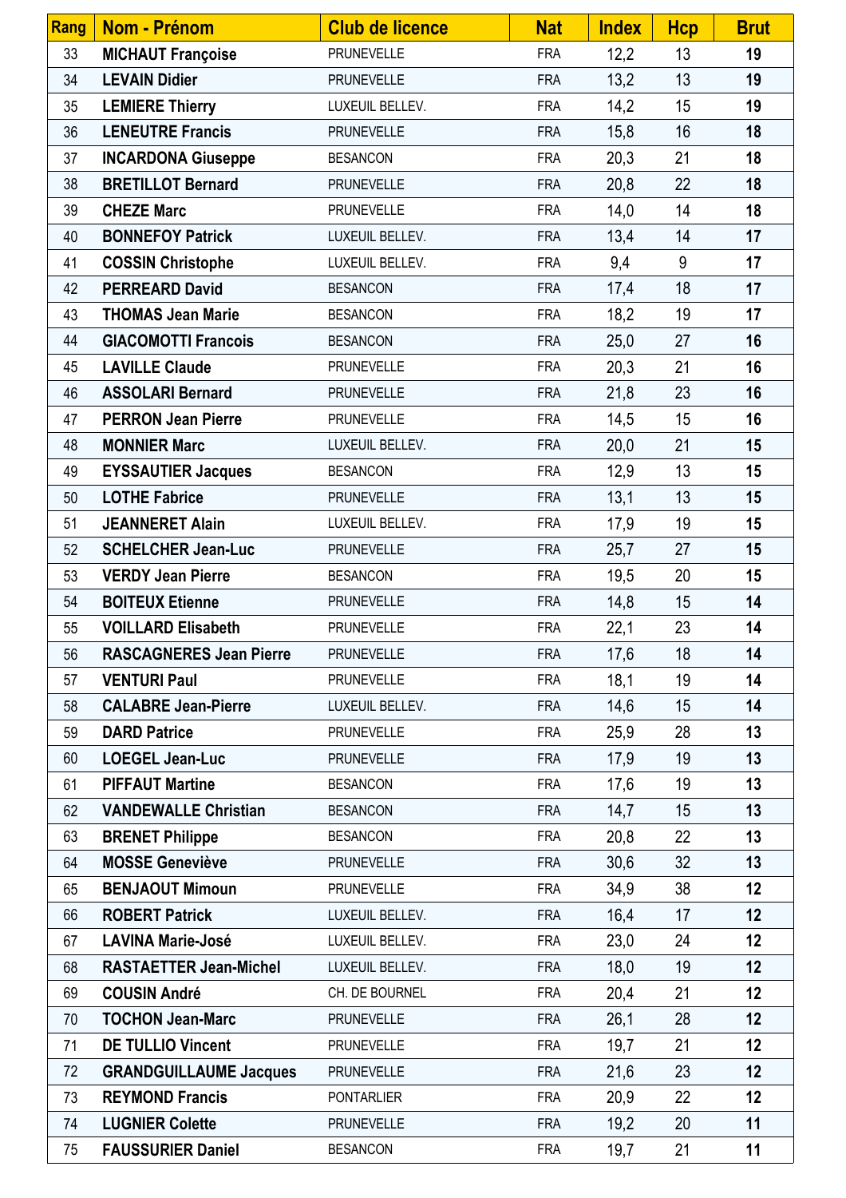| Rang | Nom - Prénom | Club de licence | Nat | Index | Hcp | Brut |
|---|---|---|---|---|---|---|
| 33 | **MICHAUT Françoise** | PRUNEVELLE | FRA | 12,2 | 13 | **19** |
| 34 | **LEVAIN Didier** | PRUNEVELLE | FRA | 13,2 | 13 | **19** |
| 35 | **LEMIERE Thierry** | LUXEUIL BELLEV. | FRA | 14,2 | 15 | **19** |
| 36 | **LENEUTRE Francis** | PRUNEVELLE | FRA | 15,8 | 16 | **18** |
| 37 | **INCARDONA Giuseppe** | BESANCON | FRA | 20,3 | 21 | **18** |
| 38 | **BRETILLOT Bernard** | PRUNEVELLE | FRA | 20,8 | 22 | **18** |
| 39 | **CHEZE Marc** | PRUNEVELLE | FRA | 14,0 | 14 | **18** |
| 40 | **BONNEFOY Patrick** | LUXEUIL BELLEV. | FRA | 13,4 | 14 | **17** |
| 41 | **COSSIN Christophe** | LUXEUIL BELLEV. | FRA | 9,4 | 9 | **17** |
| 42 | **PERREARD David** | BESANCON | FRA | 17,4 | 18 | **17** |
| 43 | **THOMAS Jean Marie** | BESANCON | FRA | 18,2 | 19 | **17** |
| 44 | **GIACOMOTTI Francois** | BESANCON | FRA | 25,0 | 27 | **16** |
| 45 | **LAVILLE Claude** | PRUNEVELLE | FRA | 20,3 | 21 | **16** |
| 46 | **ASSOLARI Bernard** | PRUNEVELLE | FRA | 21,8 | 23 | **16** |
| 47 | **PERRON Jean Pierre** | PRUNEVELLE | FRA | 14,5 | 15 | **16** |
| 48 | **MONNIER Marc** | LUXEUIL BELLEV. | FRA | 20,0 | 21 | **15** |
| 49 | **EYSSAUTIER Jacques** | BESANCON | FRA | 12,9 | 13 | **15** |
| 50 | **LOTHE Fabrice** | PRUNEVELLE | FRA | 13,1 | 13 | **15** |
| 51 | **JEANNERET Alain** | LUXEUIL BELLEV. | FRA | 17,9 | 19 | **15** |
| 52 | **SCHELCHER Jean-Luc** | PRUNEVELLE | FRA | 25,7 | 27 | **15** |
| 53 | **VERDY Jean Pierre** | BESANCON | FRA | 19,5 | 20 | **15** |
| 54 | **BOITEUX Etienne** | PRUNEVELLE | FRA | 14,8 | 15 | **14** |
| 55 | **VOILLARD Elisabeth** | PRUNEVELLE | FRA | 22,1 | 23 | **14** |
| 56 | **RASCAGNERES Jean Pierre** | PRUNEVELLE | FRA | 17,6 | 18 | **14** |
| 57 | **VENTURI Paul** | PRUNEVELLE | FRA | 18,1 | 19 | **14** |
| 58 | **CALABRE Jean-Pierre** | LUXEUIL BELLEV. | FRA | 14,6 | 15 | **14** |
| 59 | **DARD Patrice** | PRUNEVELLE | FRA | 25,9 | 28 | **13** |
| 60 | **LOEGEL Jean-Luc** | PRUNEVELLE | FRA | 17,9 | 19 | **13** |
| 61 | **PIFFAUT Martine** | BESANCON | FRA | 17,6 | 19 | **13** |
| 62 | **VANDEWALLE Christian** | BESANCON | FRA | 14,7 | 15 | **13** |
| 63 | **BRENET Philippe** | BESANCON | FRA | 20,8 | 22 | **13** |
| 64 | **MOSSE Geneviève** | PRUNEVELLE | FRA | 30,6 | 32 | **13** |
| 65 | **BENJAOUT Mimoun** | PRUNEVELLE | FRA | 34,9 | 38 | **12** |
| 66 | **ROBERT Patrick** | LUXEUIL BELLEV. | FRA | 16,4 | 17 | **12** |
| 67 | **LAVINA Marie-José** | LUXEUIL BELLEV. | FRA | 23,0 | 24 | **12** |
| 68 | **RASTAETTER Jean-Michel** | LUXEUIL BELLEV. | FRA | 18,0 | 19 | **12** |
| 69 | **COUSIN André** | CH. DE BOURNEL | FRA | 20,4 | 21 | **12** |
| 70 | **TOCHON Jean-Marc** | PRUNEVELLE | FRA | 26,1 | 28 | **12** |
| 71 | **DE TULLIO Vincent** | PRUNEVELLE | FRA | 19,7 | 21 | **12** |
| 72 | **GRANDGUILLAUME Jacques** | PRUNEVELLE | FRA | 21,6 | 23 | **12** |
| 73 | **REYMOND Francis** | PONTARLIER | FRA | 20,9 | 22 | **12** |
| 74 | **LUGNIER Colette** | PRUNEVELLE | FRA | 19,2 | 20 | **11** |
| 75 | **FAUSSURIER Daniel** | BESANCON | FRA | 19,7 | 21 | **11** |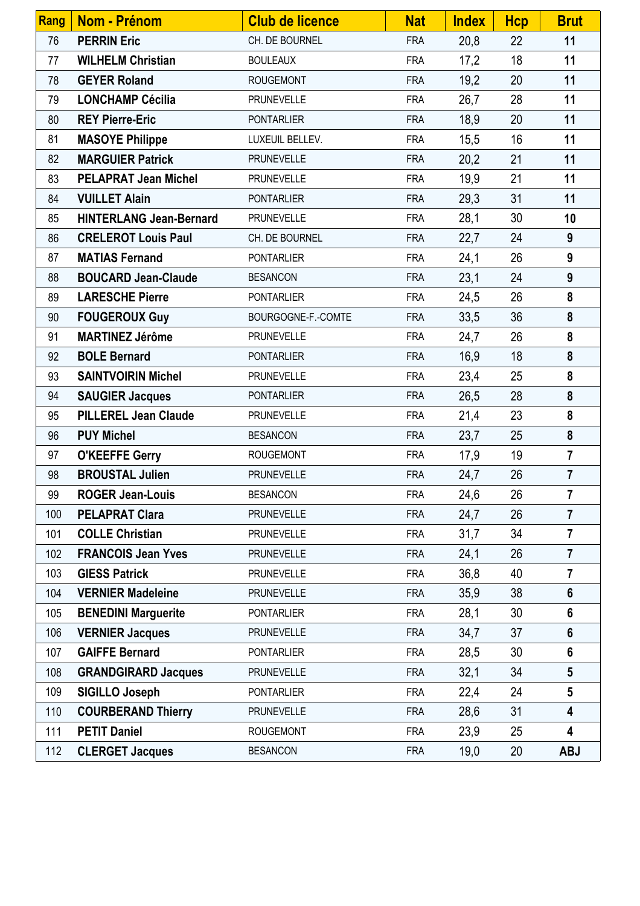| Rang | Nom - Prénom | Club de licence | Nat | Index | Hcp | Brut |
|---|---|---|---|---|---|---|
| 76 | **PERRIN Eric** | CH. DE BOURNEL | FRA | 20,8 | 22 | **11** |
| 77 | **WILHELM Christian** | BOULEAUX | FRA | 17,2 | 18 | **11** |
| 78 | **GEYER Roland** | ROUGEMONT | FRA | 19,2 | 20 | **11** |
| 79 | **LONCHAMP Cécilia** | PRUNEVELLE | FRA | 26,7 | 28 | **11** |
| 80 | **REY Pierre-Eric** | PONTARLIER | FRA | 18,9 | 20 | **11** |
| 81 | **MASOYE Philippe** | LUXEUIL BELLEV. | FRA | 15,5 | 16 | **11** |
| 82 | **MARGUIER Patrick** | PRUNEVELLE | FRA | 20,2 | 21 | **11** |
| 83 | **PELAPRAT Jean Michel** | PRUNEVELLE | FRA | 19,9 | 21 | **11** |
| 84 | **VUILLET Alain** | PONTARLIER | FRA | 29,3 | 31 | **11** |
| 85 | **HINTERLANG Jean-Bernard** | PRUNEVELLE | FRA | 28,1 | 30 | **10** |
| 86 | **CRELEROT Louis Paul** | CH. DE BOURNEL | FRA | 22,7 | 24 | **9** |
| 87 | **MATIAS Fernand** | PONTARLIER | FRA | 24,1 | 26 | **9** |
| 88 | **BOUCARD Jean-Claude** | BESANCON | FRA | 23,1 | 24 | **9** |
| 89 | **LARESCHE Pierre** | PONTARLIER | FRA | 24,5 | 26 | **8** |
| 90 | **FOUGEROUX Guy** | BOURGOGNE-F.-COMTE | FRA | 33,5 | 36 | **8** |
| 91 | **MARTINEZ Jérôme** | PRUNEVELLE | FRA | 24,7 | 26 | **8** |
| 92 | **BOLE Bernard** | PONTARLIER | FRA | 16,9 | 18 | **8** |
| 93 | **SAINTVOIRIN Michel** | PRUNEVELLE | FRA | 23,4 | 25 | **8** |
| 94 | **SAUGIER Jacques** | PONTARLIER | FRA | 26,5 | 28 | **8** |
| 95 | **PILLEREL Jean Claude** | PRUNEVELLE | FRA | 21,4 | 23 | **8** |
| 96 | **PUY Michel** | BESANCON | FRA | 23,7 | 25 | **8** |
| 97 | **O'KEEFFE Gerry** | ROUGEMONT | FRA | 17,9 | 19 | **7** |
| 98 | **BROUSTAL Julien** | PRUNEVELLE | FRA | 24,7 | 26 | **7** |
| 99 | **ROGER Jean-Louis** | BESANCON | FRA | 24,6 | 26 | **7** |
| 100 | **PELAPRAT Clara** | PRUNEVELLE | FRA | 24,7 | 26 | **7** |
| 101 | **COLLE Christian** | PRUNEVELLE | FRA | 31,7 | 34 | **7** |
| 102 | **FRANCOIS Jean Yves** | PRUNEVELLE | FRA | 24,1 | 26 | **7** |
| 103 | **GIESS Patrick** | PRUNEVELLE | FRA | 36,8 | 40 | **7** |
| 104 | **VERNIER Madeleine** | PRUNEVELLE | FRA | 35,9 | 38 | **6** |
| 105 | **BENEDINI Marguerite** | PONTARLIER | FRA | 28,1 | 30 | **6** |
| 106 | **VERNIER Jacques** | PRUNEVELLE | FRA | 34,7 | 37 | **6** |
| 107 | **GAIFFE Bernard** | PONTARLIER | FRA | 28,5 | 30 | **6** |
| 108 | **GRANDGIRARD Jacques** | PRUNEVELLE | FRA | 32,1 | 34 | **5** |
| 109 | **SIGILLO Joseph** | PONTARLIER | FRA | 22,4 | 24 | **5** |
| 110 | **COURBERAND Thierry** | PRUNEVELLE | FRA | 28,6 | 31 | **4** |
| 111 | **PETIT Daniel** | ROUGEMONT | FRA | 23,9 | 25 | **4** |
| 112 | **CLERGET Jacques** | BESANCON | FRA | 19,0 | 20 | **ABJ** |